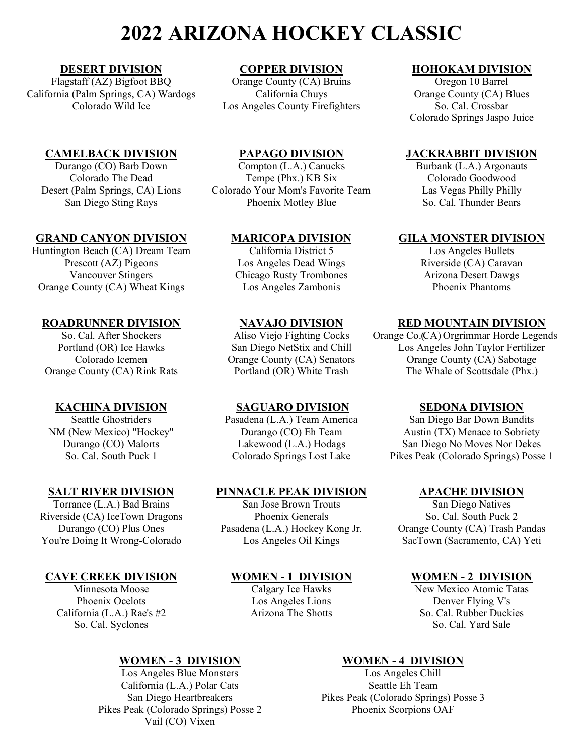# 2022 ARIZONA HOCKEY CLASSIC

**DESERT DIVISION**

Flagstaff (AZ) Bigfoot BBQ
California (Palm Springs, CA) Wardogs
Colorado Wild Ice

**COPPER DIVISION**

Orange County (CA) Bruins
California Chuys
Los Angeles County Firefighters

**HOHOKAM DIVISION**

Oregon 10 Barrel
Orange County (CA) Blues
So. Cal. Crossbar
Colorado Springs Jaspo Juice

**CAMELBACK DIVISION**

Durango (CO) Barb Down
Colorado The Dead
Desert (Palm Springs, CA) Lions
San Diego Sting Rays

**PAPAGO DIVISION**

Compton (L.A.) Canucks
Tempe (Phx.) KB Six
Colorado Your Mom's Favorite Team
Phoenix Motley Blue

**JACKRABBIT DIVISION**

Burbank (L.A.) Argonauts
Colorado Goodwood
Las Vegas Philly Philly
So. Cal. Thunder Bears

**GRAND CANYON DIVISION**

Huntington Beach (CA) Dream Team
Prescott (AZ) Pigeons
Vancouver Stingers
Orange County (CA) Wheat Kings

**MARICOPA DIVISION**

California District 5
Los Angeles Dead Wings
Chicago Rusty Trombones
Los Angeles Zambonis

**GILA MONSTER DIVISION**

Los Angeles Bullets
Riverside (CA) Caravan
Arizona Desert Dawgs
Phoenix Phantoms

**ROADRUNNER DIVISION**

So. Cal. After Shockers
Portland (OR) Ice Hawks
Colorado Icemen
Orange County (CA) Rink Rats

**NAVAJO DIVISION**

Aliso Viejo Fighting Cocks
San Diego NetStix and Chill
Orange County (CA) Senators
Portland (OR) White Trash

**RED MOUNTAIN DIVISION**

Orange Co.(CA) Orgrimmar Horde Legends
Los Angeles John Taylor Fertilizer
Orange County (CA) Sabotage
The Whale of Scottsdale (Phx.)

**KACHINA DIVISION**

Seattle Ghostriders
NM (New Mexico) "Hockey"
Durango (CO) Malorts
So. Cal. South Puck 1

**SAGUARO DIVISION**

Pasadena (L.A.) Team America
Durango (CO) Eh Team
Lakewood (L.A.) Hodags
Colorado Springs Lost Lake

**SEDONA DIVISION**

San Diego Bar Down Bandits
Austin (TX) Menace to Sobriety
San Diego No Moves Nor Dekes
Pikes Peak (Colorado Springs) Posse 1

**SALT RIVER DIVISION**

Torrance (L.A.) Bad Brains
Riverside (CA) IceTown Dragons
Durango (CO) Plus Ones
You're Doing It Wrong-Colorado

**PINNACLE PEAK DIVISION**

San Jose Brown Trouts
Phoenix Generals
Pasadena (L.A.) Hockey Kong Jr.
Los Angeles Oil Kings

**APACHE DIVISION**

San Diego Natives
So. Cal. South Puck 2
Orange County (CA) Trash Pandas
SacTown (Sacramento, CA) Yeti

**CAVE CREEK DIVISION**

Minnesota Moose
Phoenix Ocelots
California (L.A.) Rae's #2
So. Cal. Syclones

**WOMEN - 1 DIVISION**

Calgary Ice Hawks
Los Angeles Lions
Arizona The Shotts

**WOMEN - 2 DIVISION**

New Mexico Atomic Tatas
Denver Flying V's
So. Cal. Rubber Duckies
So. Cal. Yard Sale

**WOMEN - 3 DIVISION**

Los Angeles Blue Monsters
California (L.A.) Polar Cats
San Diego Heartbreakers
Pikes Peak (Colorado Springs) Posse 2
Vail (CO) Vixen

**WOMEN - 4 DIVISION**

Los Angeles Chill
Seattle Eh Team
Pikes Peak (Colorado Springs) Posse 3
Phoenix Scorpions OAF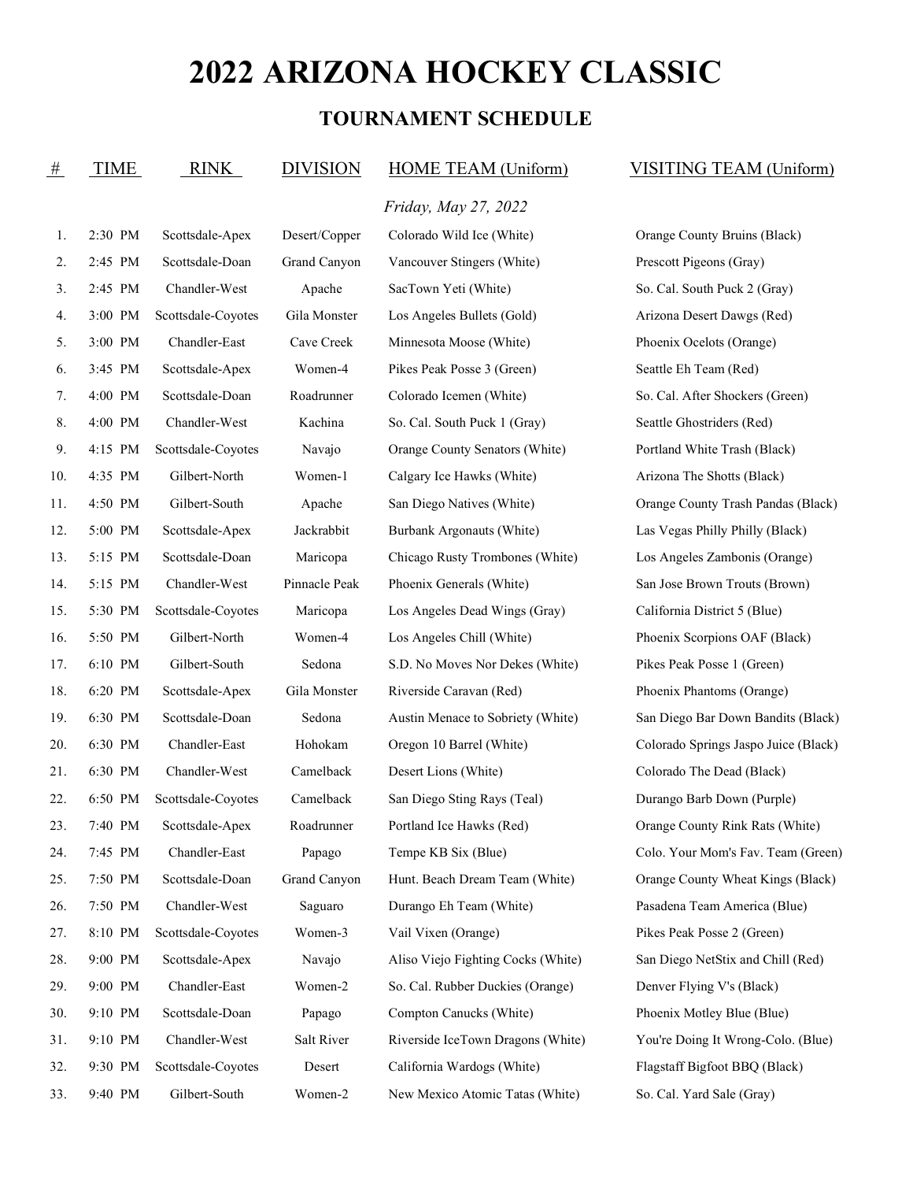# 2022 ARIZONA HOCKEY CLASSIC

## TOURNAMENT SCHEDULE

| # | TIME | RINK | DIVISION | HOME TEAM (Uniform) | VISITING TEAM (Uniform) |
|---|---|---|---|---|---|
| | | | | *Friday, May 27, 2022* | |
| 1. | 2:30 PM | Scottsdale-Apex | Desert/Copper | Colorado Wild Ice (White) | Orange County Bruins (Black) |
| 2. | 2:45 PM | Scottsdale-Doan | Grand Canyon | Vancouver Stingers (White) | Prescott Pigeons (Gray) |
| 3. | 2:45 PM | Chandler-West | Apache | SacTown Yeti (White) | So. Cal. South Puck 2 (Gray) |
| 4. | 3:00 PM | Scottsdale-Coyotes | Gila Monster | Los Angeles Bullets (Gold) | Arizona Desert Dawgs (Red) |
| 5. | 3:00 PM | Chandler-East | Cave Creek | Minnesota Moose (White) | Phoenix Ocelots (Orange) |
| 6. | 3:45 PM | Scottsdale-Apex | Women-4 | Pikes Peak Posse 3 (Green) | Seattle Eh Team (Red) |
| 7. | 4:00 PM | Scottsdale-Doan | Roadrunner | Colorado Icemen (White) | So. Cal. After Shockers (Green) |
| 8. | 4:00 PM | Chandler-West | Kachina | So. Cal. South Puck 1 (Gray) | Seattle Ghostriders (Red) |
| 9. | 4:15 PM | Scottsdale-Coyotes | Navajo | Orange County Senators (White) | Portland White Trash (Black) |
| 10. | 4:35 PM | Gilbert-North | Women-1 | Calgary Ice Hawks (White) | Arizona The Shotts (Black) |
| 11. | 4:50 PM | Gilbert-South | Apache | San Diego Natives (White) | Orange County Trash Pandas (Black) |
| 12. | 5:00 PM | Scottsdale-Apex | Jackrabbit | Burbank Argonauts (White) | Las Vegas Philly Philly (Black) |
| 13. | 5:15 PM | Scottsdale-Doan | Maricopa | Chicago Rusty Trombones (White) | Los Angeles Zambonis (Orange) |
| 14. | 5:15 PM | Chandler-West | Pinnacle Peak | Phoenix Generals (White) | San Jose Brown Trouts (Brown) |
| 15. | 5:30 PM | Scottsdale-Coyotes | Maricopa | Los Angeles Dead Wings (Gray) | California District 5 (Blue) |
| 16. | 5:50 PM | Gilbert-North | Women-4 | Los Angeles Chill (White) | Phoenix Scorpions OAF (Black) |
| 17. | 6:10 PM | Gilbert-South | Sedona | S.D. No Moves Nor Dekes (White) | Pikes Peak Posse 1 (Green) |
| 18. | 6:20 PM | Scottsdale-Apex | Gila Monster | Riverside Caravan (Red) | Phoenix Phantoms (Orange) |
| 19. | 6:30 PM | Scottsdale-Doan | Sedona | Austin Menace to Sobriety (White) | San Diego Bar Down Bandits (Black) |
| 20. | 6:30 PM | Chandler-East | Hohokam | Oregon 10 Barrel (White) | Colorado Springs Jaspo Juice (Black) |
| 21. | 6:30 PM | Chandler-West | Camelback | Desert Lions (White) | Colorado The Dead (Black) |
| 22. | 6:50 PM | Scottsdale-Coyotes | Camelback | San Diego Sting Rays (Teal) | Durango Barb Down (Purple) |
| 23. | 7:40 PM | Scottsdale-Apex | Roadrunner | Portland Ice Hawks (Red) | Orange County Rink Rats (White) |
| 24. | 7:45 PM | Chandler-East | Papago | Tempe KB Six (Blue) | Colo. Your Mom's Fav. Team (Green) |
| 25. | 7:50 PM | Scottsdale-Doan | Grand Canyon | Hunt. Beach Dream Team (White) | Orange County Wheat Kings (Black) |
| 26. | 7:50 PM | Chandler-West | Saguaro | Durango Eh Team (White) | Pasadena Team America (Blue) |
| 27. | 8:10 PM | Scottsdale-Coyotes | Women-3 | Vail Vixen (Orange) | Pikes Peak Posse 2 (Green) |
| 28. | 9:00 PM | Scottsdale-Apex | Navajo | Aliso Viejo Fighting Cocks (White) | San Diego NetStix and Chill (Red) |
| 29. | 9:00 PM | Chandler-East | Women-2 | So. Cal. Rubber Duckies (Orange) | Denver Flying V's (Black) |
| 30. | 9:10 PM | Scottsdale-Doan | Papago | Compton Canucks (White) | Phoenix Motley Blue (Blue) |
| 31. | 9:10 PM | Chandler-West | Salt River | Riverside IceTown Dragons (White) | You're Doing It Wrong-Colo. (Blue) |
| 32. | 9:30 PM | Scottsdale-Coyotes | Desert | California Wardogs (White) | Flagstaff Bigfoot BBQ (Black) |
| 33. | 9:40 PM | Gilbert-South | Women-2 | New Mexico Atomic Tatas (White) | So. Cal. Yard Sale (Gray) |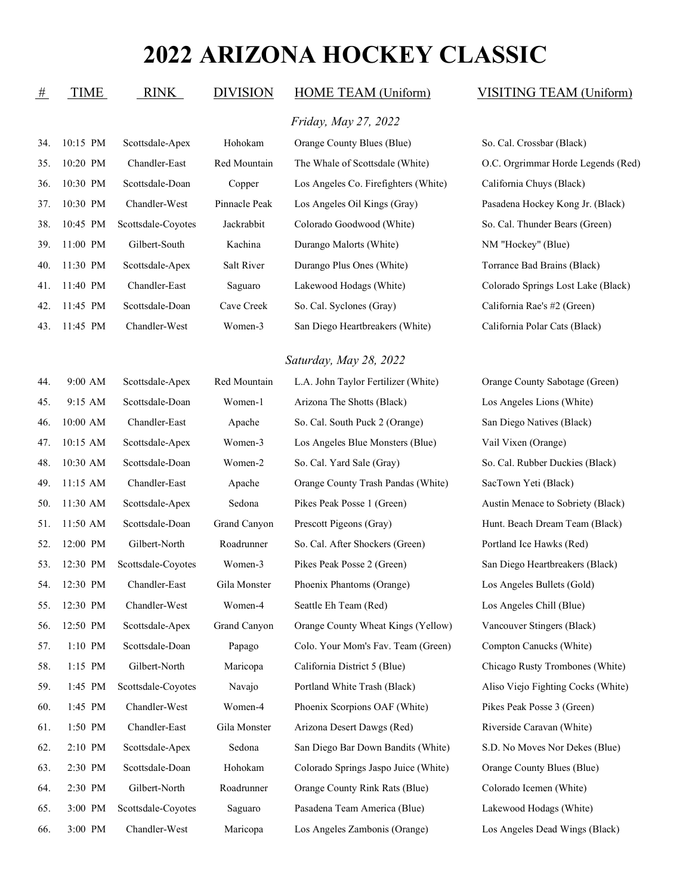# 2022 ARIZONA HOCKEY CLASSIC

| # | TIME | RINK | DIVISION | HOME TEAM (Uniform) | VISITING TEAM (Uniform) |
|---|---|---|---|---|---|
| | | | | *Friday, May 27, 2022* | |
| 34. | 10:15 PM | Scottsdale-Apex | Hohokam | Orange County Blues (Blue) | So. Cal. Crossbar (Black) |
| 35. | 10:20 PM | Chandler-East | Red Mountain | The Whale of Scottsdale (White) | O.C. Orgrimmar Horde Legends (Red) |
| 36. | 10:30 PM | Scottsdale-Doan | Copper | Los Angeles Co. Firefighters (White) | California Chuys (Black) |
| 37. | 10:30 PM | Chandler-West | Pinnacle Peak | Los Angeles Oil Kings (Gray) | Pasadena Hockey Kong Jr. (Black) |
| 38. | 10:45 PM | Scottsdale-Coyotes | Jackrabbit | Colorado Goodwood (White) | So. Cal. Thunder Bears (Green) |
| 39. | 11:00 PM | Gilbert-South | Kachina | Durango Malorts (White) | NM "Hockey" (Blue) |
| 40. | 11:30 PM | Scottsdale-Apex | Salt River | Durango Plus Ones (White) | Torrance Bad Brains (Black) |
| 41. | 11:40 PM | Chandler-East | Saguaro | Lakewood Hodags (White) | Colorado Springs Lost Lake (Black) |
| 42. | 11:45 PM | Scottsdale-Doan | Cave Creek | So. Cal. Syclones (Gray) | California Rae's #2 (Green) |
| 43. | 11:45 PM | Chandler-West | Women-3 | San Diego Heartbreakers (White) | California Polar Cats (Black) |
| | | | | *Saturday, May 28, 2022* | |
| 44. | 9:00 AM | Scottsdale-Apex | Red Mountain | L.A. John Taylor Fertilizer (White) | Orange County Sabotage (Green) |
| 45. | 9:15 AM | Scottsdale-Doan | Women-1 | Arizona The Shotts (Black) | Los Angeles Lions (White) |
| 46. | 10:00 AM | Chandler-East | Apache | So. Cal. South Puck 2 (Orange) | San Diego Natives (Black) |
| 47. | 10:15 AM | Scottsdale-Apex | Women-3 | Los Angeles Blue Monsters (Blue) | Vail Vixen (Orange) |
| 48. | 10:30 AM | Scottsdale-Doan | Women-2 | So. Cal. Yard Sale (Gray) | So. Cal. Rubber Duckies (Black) |
| 49. | 11:15 AM | Chandler-East | Apache | Orange County Trash Pandas (White) | SacTown Yeti (Black) |
| 50. | 11:30 AM | Scottsdale-Apex | Sedona | Pikes Peak Posse 1 (Green) | Austin Menace to Sobriety (Black) |
| 51. | 11:50 AM | Scottsdale-Doan | Grand Canyon | Prescott Pigeons (Gray) | Hunt. Beach Dream Team (Black) |
| 52. | 12:00 PM | Gilbert-North | Roadrunner | So. Cal. After Shockers (Green) | Portland Ice Hawks (Red) |
| 53. | 12:30 PM | Scottsdale-Coyotes | Women-3 | Pikes Peak Posse 2 (Green) | San Diego Heartbreakers (Black) |
| 54. | 12:30 PM | Chandler-East | Gila Monster | Phoenix Phantoms (Orange) | Los Angeles Bullets (Gold) |
| 55. | 12:30 PM | Chandler-West | Women-4 | Seattle Eh Team (Red) | Los Angeles Chill (Blue) |
| 56. | 12:50 PM | Scottsdale-Apex | Grand Canyon | Orange County Wheat Kings (Yellow) | Vancouver Stingers (Black) |
| 57. | 1:10 PM | Scottsdale-Doan | Papago | Colo. Your Mom's Fav. Team (Green) | Compton Canucks (White) |
| 58. | 1:15 PM | Gilbert-North | Maricopa | California District 5 (Blue) | Chicago Rusty Trombones (White) |
| 59. | 1:45 PM | Scottsdale-Coyotes | Navajo | Portland White Trash (Black) | Aliso Viejo Fighting Cocks (White) |
| 60. | 1:45 PM | Chandler-West | Women-4 | Phoenix Scorpions OAF (White) | Pikes Peak Posse 3 (Green) |
| 61. | 1:50 PM | Chandler-East | Gila Monster | Arizona Desert Dawgs (Red) | Riverside Caravan (White) |
| 62. | 2:10 PM | Scottsdale-Apex | Sedona | San Diego Bar Down Bandits (White) | S.D. No Moves Nor Dekes (Blue) |
| 63. | 2:30 PM | Scottsdale-Doan | Hohokam | Colorado Springs Jaspo Juice (White) | Orange County Blues (Blue) |
| 64. | 2:30 PM | Gilbert-North | Roadrunner | Orange County Rink Rats (Blue) | Colorado Icemen (White) |
| 65. | 3:00 PM | Scottsdale-Coyotes | Saguaro | Pasadena Team America (Blue) | Lakewood Hodags (White) |
| 66. | 3:00 PM | Chandler-West | Maricopa | Los Angeles Zambonis (Orange) | Los Angeles Dead Wings (Black) |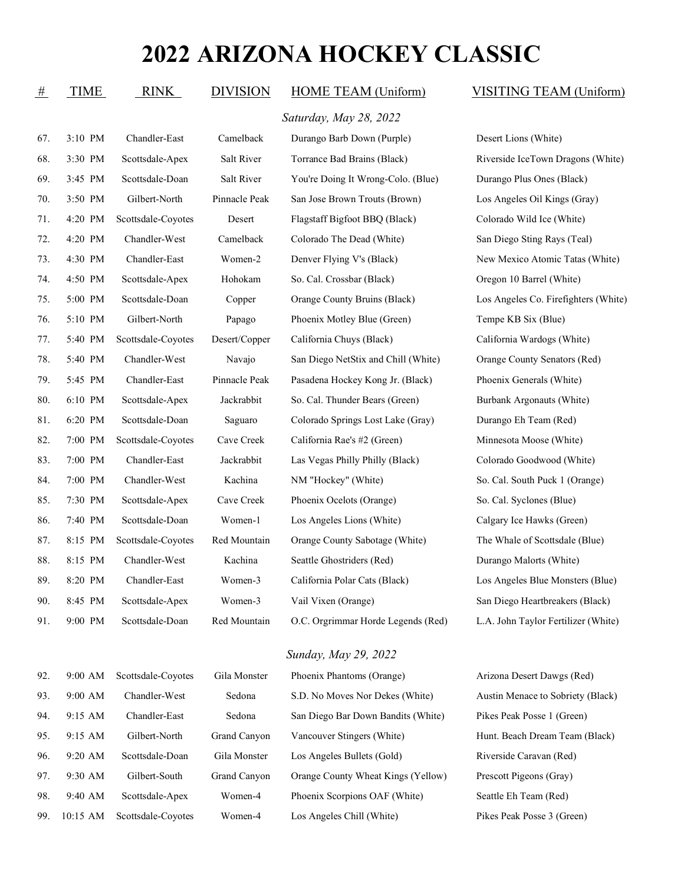# 2022 ARIZONA HOCKEY CLASSIC

| # | TIME | RINK | DIVISION | HOME TEAM (Uniform) | VISITING TEAM (Uniform) |
|---|---|---|---|---|---|
| | | | *Saturday, May 28, 2022* | | |
| 67. | 3:10 PM | Chandler-East | Camelback | Durango Barb Down (Purple) | Desert Lions (White) |
| 68. | 3:30 PM | Scottsdale-Apex | Salt River | Torrance Bad Brains (Black) | Riverside IceTown Dragons (White) |
| 69. | 3:45 PM | Scottsdale-Doan | Salt River | You're Doing It Wrong-Colo. (Blue) | Durango Plus Ones (Black) |
| 70. | 3:50 PM | Gilbert-North | Pinnacle Peak | San Jose Brown Trouts (Brown) | Los Angeles Oil Kings (Gray) |
| 71. | 4:20 PM | Scottsdale-Coyotes | Desert | Flagstaff Bigfoot BBQ (Black) | Colorado Wild Ice (White) |
| 72. | 4:20 PM | Chandler-West | Camelback | Colorado The Dead (White) | San Diego Sting Rays (Teal) |
| 73. | 4:30 PM | Chandler-East | Women-2 | Denver Flying V's (Black) | New Mexico Atomic Tatas (White) |
| 74. | 4:50 PM | Scottsdale-Apex | Hohokam | So. Cal. Crossbar (Black) | Oregon 10 Barrel (White) |
| 75. | 5:00 PM | Scottsdale-Doan | Copper | Orange County Bruins (Black) | Los Angeles Co. Firefighters (White) |
| 76. | 5:10 PM | Gilbert-North | Papago | Phoenix Motley Blue (Green) | Tempe KB Six (Blue) |
| 77. | 5:40 PM | Scottsdale-Coyotes | Desert/Copper | California Chuys (Black) | California Wardogs (White) |
| 78. | 5:40 PM | Chandler-West | Navajo | San Diego NetStix and Chill (White) | Orange County Senators (Red) |
| 79. | 5:45 PM | Chandler-East | Pinnacle Peak | Pasadena Hockey Kong Jr. (Black) | Phoenix Generals (White) |
| 80. | 6:10 PM | Scottsdale-Apex | Jackrabbit | So. Cal. Thunder Bears (Green) | Burbank Argonauts (White) |
| 81. | 6:20 PM | Scottsdale-Doan | Saguaro | Colorado Springs Lost Lake (Gray) | Durango Eh Team (Red) |
| 82. | 7:00 PM | Scottsdale-Coyotes | Cave Creek | California Rae's #2 (Green) | Minnesota Moose (White) |
| 83. | 7:00 PM | Chandler-East | Jackrabbit | Las Vegas Philly Philly (Black) | Colorado Goodwood (White) |
| 84. | 7:00 PM | Chandler-West | Kachina | NM "Hockey" (White) | So. Cal. South Puck 1 (Orange) |
| 85. | 7:30 PM | Scottsdale-Apex | Cave Creek | Phoenix Ocelots (Orange) | So. Cal. Syclones (Blue) |
| 86. | 7:40 PM | Scottsdale-Doan | Women-1 | Los Angeles Lions (White) | Calgary Ice Hawks (Green) |
| 87. | 8:15 PM | Scottsdale-Coyotes | Red Mountain | Orange County Sabotage (White) | The Whale of Scottsdale (Blue) |
| 88. | 8:15 PM | Chandler-West | Kachina | Seattle Ghostriders (Red) | Durango Malorts (White) |
| 89. | 8:20 PM | Chandler-East | Women-3 | California Polar Cats (Black) | Los Angeles Blue Monsters (Blue) |
| 90. | 8:45 PM | Scottsdale-Apex | Women-3 | Vail Vixen (Orange) | San Diego Heartbreakers (Black) |
| 91. | 9:00 PM | Scottsdale-Doan | Red Mountain | O.C. Orgrimmar Horde Legends (Red) | L.A. John Taylor Fertilizer (White) |
| | | | *Sunday, May 29, 2022* | | |
| 92. | 9:00 AM | Scottsdale-Coyotes | Gila Monster | Phoenix Phantoms (Orange) | Arizona Desert Dawgs (Red) |
| 93. | 9:00 AM | Chandler-West | Sedona | S.D. No Moves Nor Dekes (White) | Austin Menace to Sobriety (Black) |
| 94. | 9:15 AM | Chandler-East | Sedona | San Diego Bar Down Bandits (White) | Pikes Peak Posse 1 (Green) |
| 95. | 9:15 AM | Gilbert-North | Grand Canyon | Vancouver Stingers (White) | Hunt. Beach Dream Team (Black) |
| 96. | 9:20 AM | Scottsdale-Doan | Gila Monster | Los Angeles Bullets (Gold) | Riverside Caravan (Red) |
| 97. | 9:30 AM | Gilbert-South | Grand Canyon | Orange County Wheat Kings (Yellow) | Prescott Pigeons (Gray) |
| 98. | 9:40 AM | Scottsdale-Apex | Women-4 | Phoenix Scorpions OAF (White) | Seattle Eh Team (Red) |
| 99. | 10:15 AM | Scottsdale-Coyotes | Women-4 | Los Angeles Chill (White) | Pikes Peak Posse 3 (Green) |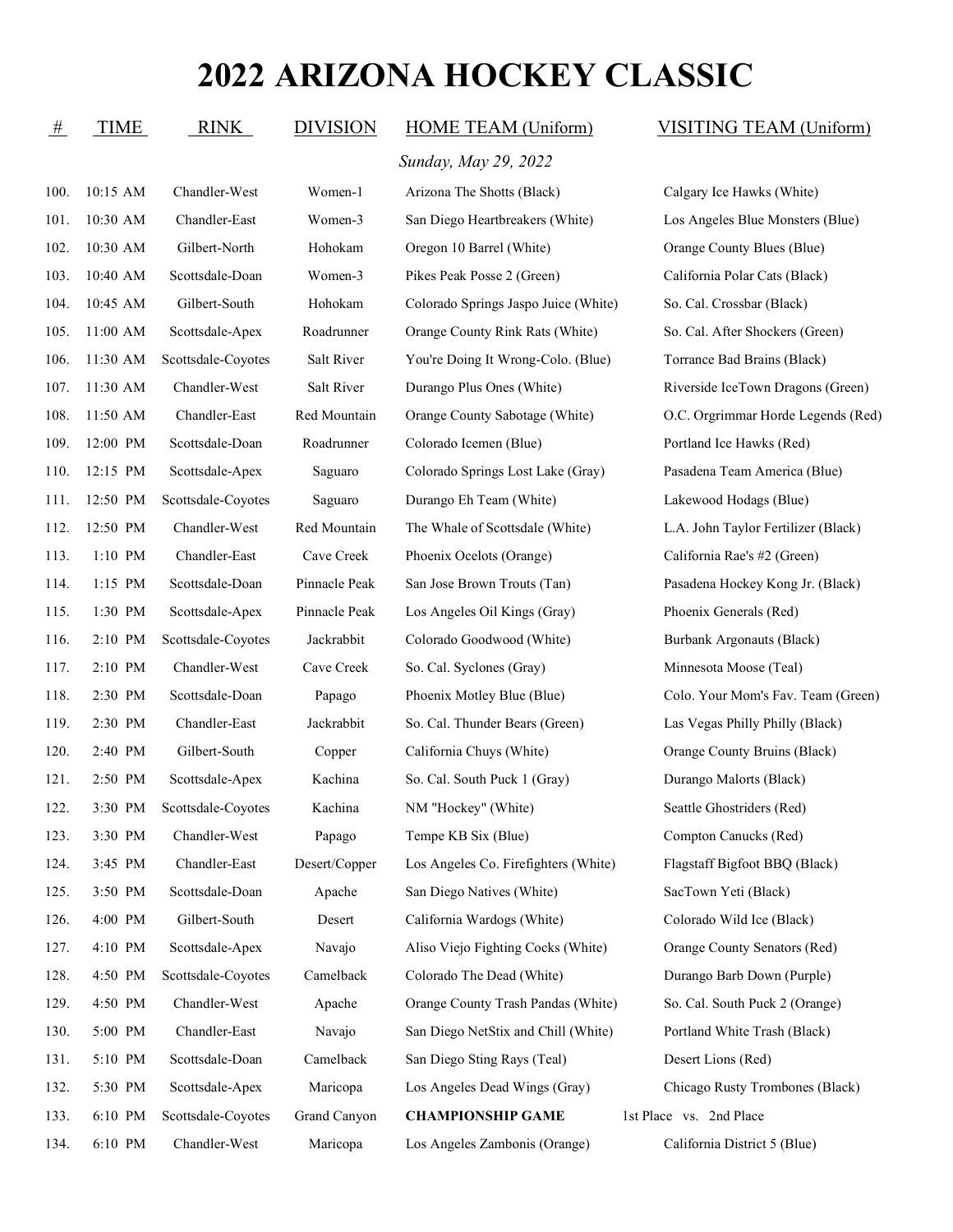# 2022 ARIZONA HOCKEY CLASSIC

| # | TIME | RINK | DIVISION | HOME TEAM (Uniform) | VISITING TEAM (Uniform) |
|---|---|---|---|---|---|
| | | | | *Sunday, May 29, 2022* | |
| 100. | 10:15 AM | Chandler-West | Women-1 | Arizona The Shotts (Black) | Calgary Ice Hawks (White) |
| 101. | 10:30 AM | Chandler-East | Women-3 | San Diego Heartbreakers (White) | Los Angeles Blue Monsters (Blue) |
| 102. | 10:30 AM | Gilbert-North | Hohokam | Oregon 10 Barrel (White) | Orange County Blues (Blue) |
| 103. | 10:40 AM | Scottsdale-Doan | Women-3 | Pikes Peak Posse 2 (Green) | California Polar Cats (Black) |
| 104. | 10:45 AM | Gilbert-South | Hohokam | Colorado Springs Jaspo Juice (White) | So. Cal. Crossbar (Black) |
| 105. | 11:00 AM | Scottsdale-Apex | Roadrunner | Orange County Rink Rats (White) | So. Cal. After Shockers (Green) |
| 106. | 11:30 AM | Scottsdale-Coyotes | Salt River | You're Doing It Wrong-Colo. (Blue) | Torrance Bad Brains (Black) |
| 107. | 11:30 AM | Chandler-West | Salt River | Durango Plus Ones (White) | Riverside IceTown Dragons (Green) |
| 108. | 11:50 AM | Chandler-East | Red Mountain | Orange County Sabotage (White) | O.C. Orgrimmar Horde Legends (Red) |
| 109. | 12:00 PM | Scottsdale-Doan | Roadrunner | Colorado Icemen (Blue) | Portland Ice Hawks (Red) |
| 110. | 12:15 PM | Scottsdale-Apex | Saguaro | Colorado Springs Lost Lake (Gray) | Pasadena Team America (Blue) |
| 111. | 12:50 PM | Scottsdale-Coyotes | Saguaro | Durango Eh Team (White) | Lakewood Hodags (Blue) |
| 112. | 12:50 PM | Chandler-West | Red Mountain | The Whale of Scottsdale (White) | L.A. John Taylor Fertilizer (Black) |
| 113. | 1:10 PM | Chandler-East | Cave Creek | Phoenix Ocelots (Orange) | California Rae's #2 (Green) |
| 114. | 1:15 PM | Scottsdale-Doan | Pinnacle Peak | San Jose Brown Trouts (Tan) | Pasadena Hockey Kong Jr. (Black) |
| 115. | 1:30 PM | Scottsdale-Apex | Pinnacle Peak | Los Angeles Oil Kings (Gray) | Phoenix Generals (Red) |
| 116. | 2:10 PM | Scottsdale-Coyotes | Jackrabbit | Colorado Goodwood (White) | Burbank Argonauts (Black) |
| 117. | 2:10 PM | Chandler-West | Cave Creek | So. Cal. Syclones (Gray) | Minnesota Moose (Teal) |
| 118. | 2:30 PM | Scottsdale-Doan | Papago | Phoenix Motley Blue (Blue) | Colo. Your Mom's Fav. Team (Green) |
| 119. | 2:30 PM | Chandler-East | Jackrabbit | So. Cal. Thunder Bears (Green) | Las Vegas Philly Philly (Black) |
| 120. | 2:40 PM | Gilbert-South | Copper | California Chuys (White) | Orange County Bruins (Black) |
| 121. | 2:50 PM | Scottsdale-Apex | Kachina | So. Cal. South Puck 1 (Gray) | Durango Malorts (Black) |
| 122. | 3:30 PM | Scottsdale-Coyotes | Kachina | NM "Hockey" (White) | Seattle Ghostriders (Red) |
| 123. | 3:30 PM | Chandler-West | Papago | Tempe KB Six (Blue) | Compton Canucks (Red) |
| 124. | 3:45 PM | Chandler-East | Desert/Copper | Los Angeles Co. Firefighters (White) | Flagstaff Bigfoot BBQ (Black) |
| 125. | 3:50 PM | Scottsdale-Doan | Apache | San Diego Natives (White) | SacTown Yeti (Black) |
| 126. | 4:00 PM | Gilbert-South | Desert | California Wardogs (White) | Colorado Wild Ice (Black) |
| 127. | 4:10 PM | Scottsdale-Apex | Navajo | Aliso Viejo Fighting Cocks (White) | Orange County Senators (Red) |
| 128. | 4:50 PM | Scottsdale-Coyotes | Camelback | Colorado The Dead (White) | Durango Barb Down (Purple) |
| 129. | 4:50 PM | Chandler-West | Apache | Orange County Trash Pandas (White) | So. Cal. South Puck 2 (Orange) |
| 130. | 5:00 PM | Chandler-East | Navajo | San Diego NetStix and Chill (White) | Portland White Trash (Black) |
| 131. | 5:10 PM | Scottsdale-Doan | Camelback | San Diego Sting Rays (Teal) | Desert Lions (Red) |
| 132. | 5:30 PM | Scottsdale-Apex | Maricopa | Los Angeles Dead Wings (Gray) | Chicago Rusty Trombones (Black) |
| 133. | 6:10 PM | Scottsdale-Coyotes | Grand Canyon | **CHAMPIONSHIP GAME** | 1st Place vs. 2nd Place |
| 134. | 6:10 PM | Chandler-West | Maricopa | Los Angeles Zambonis (Orange) | California District 5 (Blue) |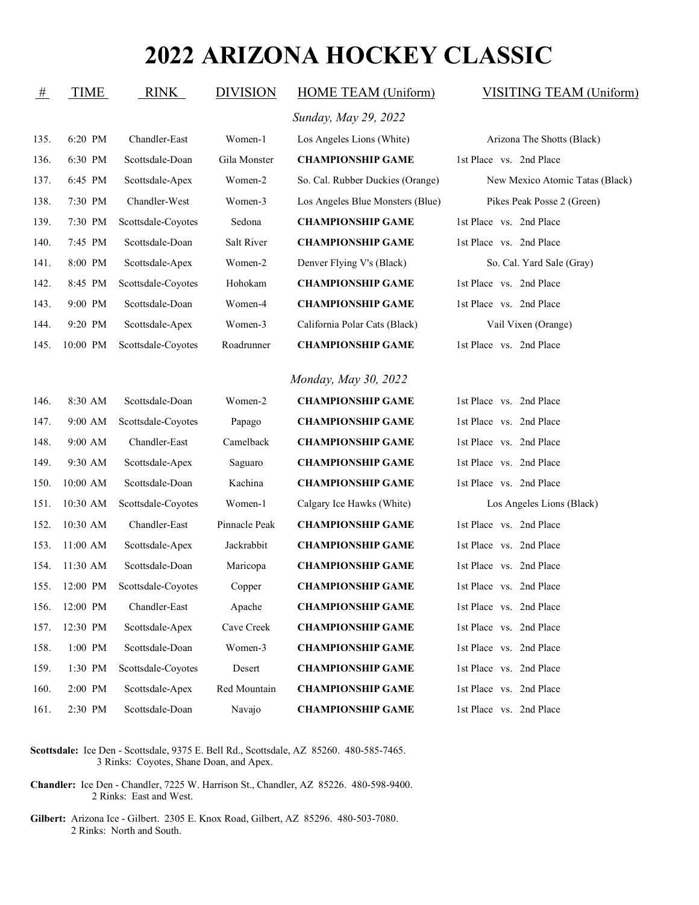# 2022 ARIZONA HOCKEY CLASSIC

| # | TIME | RINK | DIVISION | HOME TEAM (Uniform) | VISITING TEAM (Uniform) |
|---|---|---|---|---|---|
| | | | | *Sunday, May 29, 2022* | |
| 135. | 6:20 PM | Chandler-East | Women-1 | Los Angeles Lions (White) | Arizona The Shotts (Black) |
| 136. | 6:30 PM | Scottsdale-Doan | Gila Monster | **CHAMPIONSHIP GAME** | 1st Place vs. 2nd Place |
| 137. | 6:45 PM | Scottsdale-Apex | Women-2 | So. Cal. Rubber Duckies (Orange) | New Mexico Atomic Tatas (Black) |
| 138. | 7:30 PM | Chandler-West | Women-3 | Los Angeles Blue Monsters (Blue) | Pikes Peak Posse 2 (Green) |
| 139. | 7:30 PM | Scottsdale-Coyotes | Sedona | **CHAMPIONSHIP GAME** | 1st Place vs. 2nd Place |
| 140. | 7:45 PM | Scottsdale-Doan | Salt River | **CHAMPIONSHIP GAME** | 1st Place vs. 2nd Place |
| 141. | 8:00 PM | Scottsdale-Apex | Women-2 | Denver Flying V's (Black) | So. Cal. Yard Sale (Gray) |
| 142. | 8:45 PM | Scottsdale-Coyotes | Hohokam | **CHAMPIONSHIP GAME** | 1st Place vs. 2nd Place |
| 143. | 9:00 PM | Scottsdale-Doan | Women-4 | **CHAMPIONSHIP GAME** | 1st Place vs. 2nd Place |
| 144. | 9:20 PM | Scottsdale-Apex | Women-3 | California Polar Cats (Black) | Vail Vixen (Orange) |
| 145. | 10:00 PM | Scottsdale-Coyotes | Roadrunner | **CHAMPIONSHIP GAME** | 1st Place vs. 2nd Place |
| | | | | *Monday, May 30, 2022* | |
| 146. | 8:30 AM | Scottsdale-Doan | Women-2 | **CHAMPIONSHIP GAME** | 1st Place vs. 2nd Place |
| 147. | 9:00 AM | Scottsdale-Coyotes | Papago | **CHAMPIONSHIP GAME** | 1st Place vs. 2nd Place |
| 148. | 9:00 AM | Chandler-East | Camelback | **CHAMPIONSHIP GAME** | 1st Place vs. 2nd Place |
| 149. | 9:30 AM | Scottsdale-Apex | Saguaro | **CHAMPIONSHIP GAME** | 1st Place vs. 2nd Place |
| 150. | 10:00 AM | Scottsdale-Doan | Kachina | **CHAMPIONSHIP GAME** | 1st Place vs. 2nd Place |
| 151. | 10:30 AM | Scottsdale-Coyotes | Women-1 | Calgary Ice Hawks (White) | Los Angeles Lions (Black) |
| 152. | 10:30 AM | Chandler-East | Pinnacle Peak | **CHAMPIONSHIP GAME** | 1st Place vs. 2nd Place |
| 153. | 11:00 AM | Scottsdale-Apex | Jackrabbit | **CHAMPIONSHIP GAME** | 1st Place vs. 2nd Place |
| 154. | 11:30 AM | Scottsdale-Doan | Maricopa | **CHAMPIONSHIP GAME** | 1st Place vs. 2nd Place |
| 155. | 12:00 PM | Scottsdale-Coyotes | Copper | **CHAMPIONSHIP GAME** | 1st Place vs. 2nd Place |
| 156. | 12:00 PM | Chandler-East | Apache | **CHAMPIONSHIP GAME** | 1st Place vs. 2nd Place |
| 157. | 12:30 PM | Scottsdale-Apex | Cave Creek | **CHAMPIONSHIP GAME** | 1st Place vs. 2nd Place |
| 158. | 1:00 PM | Scottsdale-Doan | Women-3 | **CHAMPIONSHIP GAME** | 1st Place vs. 2nd Place |
| 159. | 1:30 PM | Scottsdale-Coyotes | Desert | **CHAMPIONSHIP GAME** | 1st Place vs. 2nd Place |
| 160. | 2:00 PM | Scottsdale-Apex | Red Mountain | **CHAMPIONSHIP GAME** | 1st Place vs. 2nd Place |
| 161. | 2:30 PM | Scottsdale-Doan | Navajo | **CHAMPIONSHIP GAME** | 1st Place vs. 2nd Place |

**Scottsdale:** Ice Den - Scottsdale, 9375 E. Bell Rd., Scottsdale, AZ 85260. 480-585-7465.
3 Rinks: Coyotes, Shane Doan, and Apex.

**Chandler:** Ice Den - Chandler, 7225 W. Harrison St., Chandler, AZ 85226. 480-598-9400.
2 Rinks: East and West.

**Gilbert:** Arizona Ice - Gilbert. 2305 E. Knox Road, Gilbert, AZ 85296. 480-503-7080.
2 Rinks: North and South.